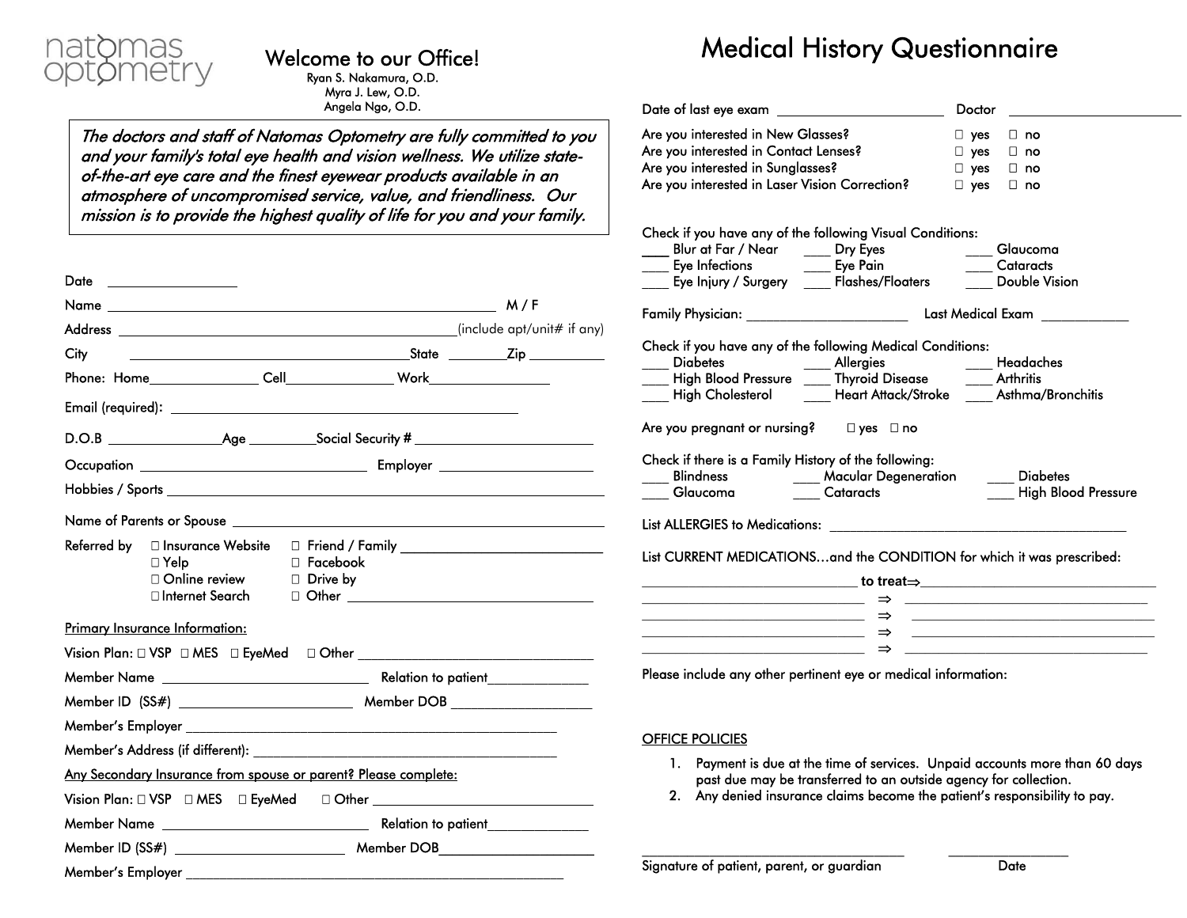natomas optometry

## Welcome to our Office!

Ryan S. Nakamura, O.D.
Myra J. Lew, O.D.
Angela Ngo, O.D.

*The doctors and staff of Natomas Optometry are fully committed to you and your family's total eye health and vision wellness. We utilize state-of-the-art eye care and the finest eyewear products available in an atmosphere of uncompromised service, value, and friendliness. Our mission is to provide the highest quality of life for you and your family.*

Date ________________

Name ______________________________________________ M / F

Address ______________________________________________(include apt/unit# if any)

City ______________________________State ________Zip __________

Phone: Home_______________ Cell_______________ Work________________

Email (required): ______________________________________________

D.O.B _______________Age _________Social Security # ________________________

Occupation ______________________________ Employer ____________________

Hobbies / Sports ______________________________________________________

Name of Parents or Spouse ______________________________________________

Referred by
- ☐ Insurance Website
- ☐ Yelp
- ☐ Online review
- ☐ Internet Search
- ☐ Friend / Family ___________________________
- ☐ Facebook
- ☐ Drive by
- ☐ Other ___________________________________

Primary Insurance Information:

Vision Plan: ☐ VSP ☐ MES ☐ EyeMed ☐ Other ________________________________

Member Name _________________________ Relation to patient______________

Member ID (SS#) ______________________ Member DOB ___________________

Member's Employer ______________________________________________________

Member's Address (if different): __________________________________________

Any Secondary Insurance from spouse or parent? Please complete:

Vision Plan: ☐ VSP ☐ MES ☐ EyeMed ☐ Other ________________________________

Member Name _________________________ Relation to patient______________

Member ID (SS#) ______________________ Member DOB______________________

Member's Employer ______________________________________________________

# Medical History Questionnaire

Date of last eye exam ______________________ Doctor ____________________

Are you interested in New Glasses? ☐ yes ☐ no
Are you interested in Contact Lenses? ☐ yes ☐ no
Are you interested in Sunglasses? ☐ yes ☐ no
Are you interested in Laser Vision Correction? ☐ yes ☐ no

Check if you have any of the following Visual Conditions:

| | | |
|---|---|---|
| ____ Blur at Far / Near | ____ Dry Eyes | ____ Glaucoma |
| ____ Eye Infections | ____ Eye Pain | ____ Cataracts |
| ____ Eye Injury / Surgery | ____ Flashes/Floaters | ____ Double Vision |

Family Physician: ______________________ Last Medical Exam ____________

Check if you have any of the following Medical Conditions:

| | | |
|---|---|---|
| ____ Diabetes | ____ Allergies | ____ Headaches |
| ____ High Blood Pressure | ____ Thyroid Disease | ____ Arthritis |
| ____ High Cholesterol | ____ Heart Attack/Stroke | ____ Asthma/Bronchitis |

Are you pregnant or nursing? ☐ yes ☐ no

Check if there is a Family History of the following:

| | | |
|---|---|---|
| ____ Blindness | ____ Macular Degeneration | ____ Diabetes |
| ____ Glaucoma | ____ Cataracts | ____ High Blood Pressure |

List ALLERGIES to Medications: ____________________________________________

List CURRENT MEDICATIONS…and the CONDITION for which it was prescribed:

____________________________ to treat⇒______________________________
____________________________ ⇒ ______________________________
____________________________ ⇒ ______________________________
____________________________ ⇒ ______________________________
____________________________ ⇒ ______________________________

Please include any other pertinent eye or medical information:

OFFICE POLICIES

1. Payment is due at the time of services. Unpaid accounts more than 60 days past due may be transferred to an outside agency for collection.
2. Any denied insurance claims become the patient's responsibility to pay.

__________________________________ _________________
Signature of patient, parent, or guardian Date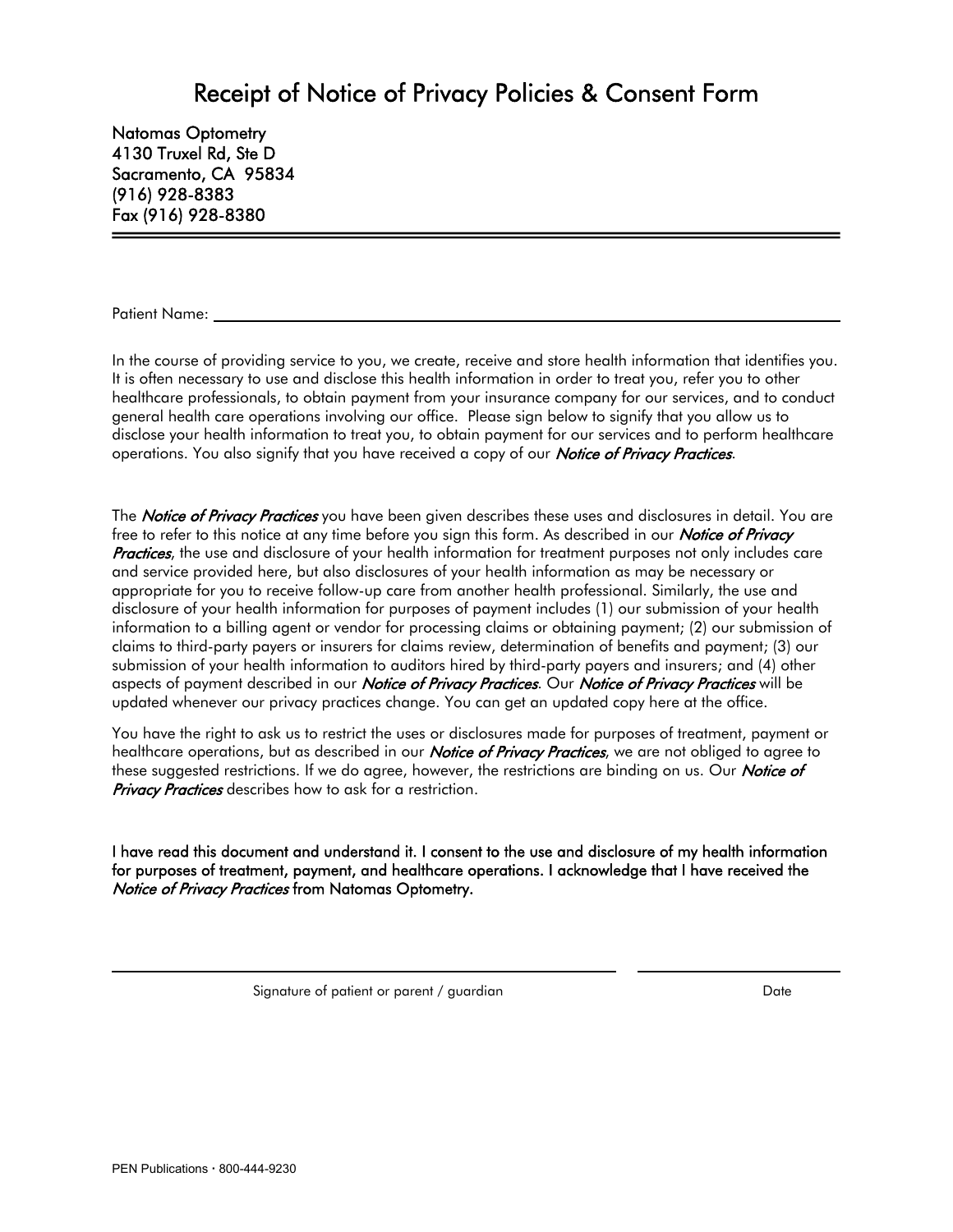# Receipt of Notice of Privacy Policies & Consent Form

**Natomas Optometry**
**4130 Truxel Rd, Ste D**
**Sacramento, CA 95834**
**(916) 928-8383**
**Fax (916) 928-8380**

---

Patient Name: ______________________________________________________________

In the course of providing service to you, we create, receive and store health information that identifies you. It is often necessary to use and disclose this health information in order to treat you, refer you to other healthcare professionals, to obtain payment from your insurance company for our services, and to conduct general health care operations involving our office. Please sign below to signify that you allow us to disclose your health information to treat you, to obtain payment for our services and to perform healthcare operations. You also signify that you have received a copy of our *Notice of Privacy Practices*.

The *Notice of Privacy Practices* you have been given describes these uses and disclosures in detail. You are free to refer to this notice at any time before you sign this form. As described in our *Notice of Privacy Practices*, the use and disclosure of your health information for treatment purposes not only includes care and service provided here, but also disclosures of your health information as may be necessary or appropriate for you to receive follow-up care from another health professional. Similarly, the use and disclosure of your health information for purposes of payment includes (1) our submission of your health information to a billing agent or vendor for processing claims or obtaining payment; (2) our submission of claims to third-party payers or insurers for claims review, determination of benefits and payment; (3) our submission of your health information to auditors hired by third-party payers and insurers; and (4) other aspects of payment described in our *Notice of Privacy Practices*. Our *Notice of Privacy Practices* will be updated whenever our privacy practices change. You can get an updated copy here at the office.

You have the right to ask us to restrict the uses or disclosures made for purposes of treatment, payment or healthcare operations, but as described in our *Notice of Privacy Practices*, we are not obliged to agree to these suggested restrictions. If we do agree, however, the restrictions are binding on us. Our *Notice of Privacy Practices* describes how to ask for a restriction.

**I have read this document and understand it. I consent to the use and disclosure of my health information for purposes of treatment, payment, and healthcare operations. I acknowledge that I have received the *Notice of Privacy Practices* from Natomas Optometry.**

_______________________________________________ ____________________

Signature of patient or parent / guardian Date

PEN Publications • 800-444-9230